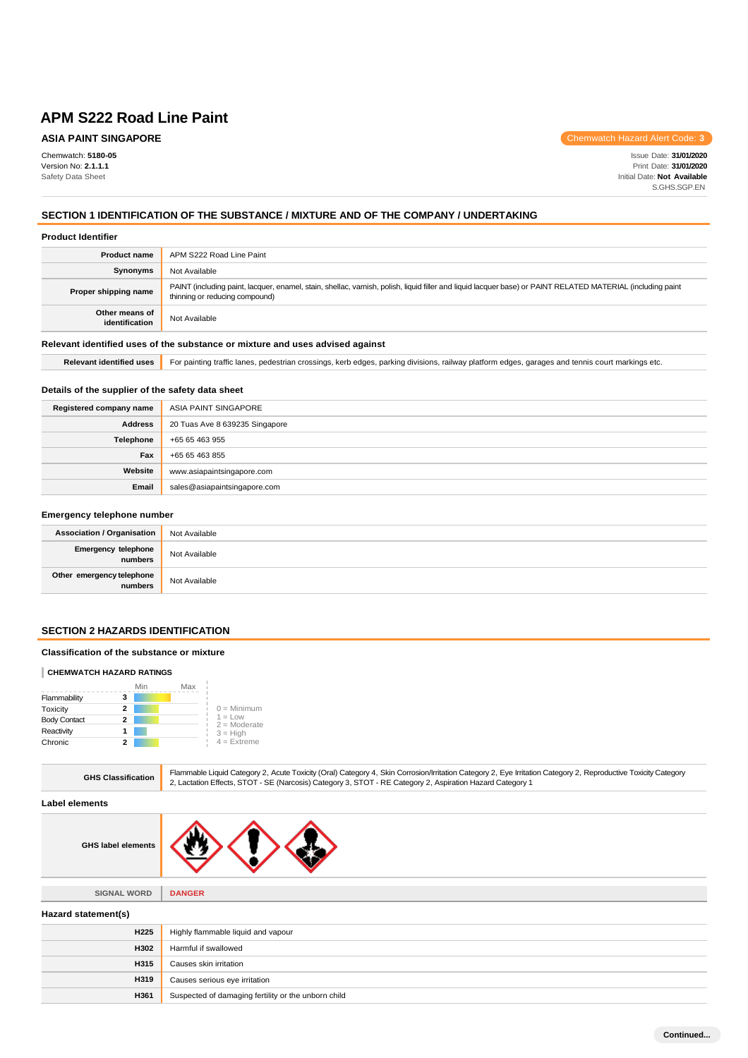# APM S222 Road Line Paint

**ASIA PAINT SINGAPORE**

Chemwatch Hazard Alert Code: **3**

Chemwatch: **5180-05**
Version No: **2.1.1.1**
Safety Data Sheet

Issue Date: **31/01/2020**
Print Date: **31/01/2020**
Initial Date: **Not Available**
S.GHS.SGP.EN

## SECTION 1 IDENTIFICATION OF THE SUBSTANCE / MIXTURE AND OF THE COMPANY / UNDERTAKING

### Product Identifier

| | |
|---|---|
| **Product name** | APM S222 Road Line Paint |
| **Synonyms** | Not Available |
| **Proper shipping name** | PAINT (including paint, lacquer, enamel, stain, shellac, varnish, polish, liquid filler and liquid lacquer base) or PAINT RELATED MATERIAL (including paint thinning or reducing compound) |
| **Other means of identification** | Not Available |

### Relevant identified uses of the substance or mixture and uses advised against

| | |
|---|---|
| **Relevant identified uses** | For painting traffic lanes, pedestrian crossings, kerb edges, parking divisions, railway platform edges, garages and tennis court markings etc. |

### Details of the supplier of the safety data sheet

| | |
|---|---|
| **Registered company name** | ASIA PAINT SINGAPORE |
| **Address** | 20 Tuas Ave 8 639235 Singapore |
| **Telephone** | +65 65 463 955 |
| **Fax** | +65 65 463 855 |
| **Website** | www.asiapaintsingapore.com |
| **Email** | sales@asiapaintsingapore.com |

### Emergency telephone number

| | |
|---|---|
| **Association / Organisation** | Not Available |
| **Emergency telephone numbers** | Not Available |
| **Other emergency telephone numbers** | Not Available |

## SECTION 2 HAZARDS IDENTIFICATION

### Classification of the substance or mixture

**CHEMWATCH HAZARD RATINGS**

| | Rating |
|---|---|
| Flammability | 3 |
| Toxicity | 2 |
| Body Contact | 2 |
| Reactivity | 1 |
| Chronic | 2 |

0 = Minimum
1 = Low
2 = Moderate
3 = High
4 = Extreme

| | |
|---|---|
| **GHS Classification** | Flammable Liquid Category 2, Acute Toxicity (Oral) Category 4, Skin Corrosion/Irritation Category 2, Eye Irritation Category 2, Reproductive Toxicity Category 2, Lactation Effects, STOT - SE (Narcosis) Category 3, STOT - RE Category 2, Aspiration Hazard Category 1 |

### Label elements

| | |
|---|---|
| **GHS label elements** | |
| **SIGNAL WORD** | **DANGER** |

### Hazard statement(s)

| | |
|---|---|
| **H225** | Highly flammable liquid and vapour |
| **H302** | Harmful if swallowed |
| **H315** | Causes skin irritation |
| **H319** | Causes serious eye irritation |
| **H361** | Suspected of damaging fertility or the unborn child |

Continued...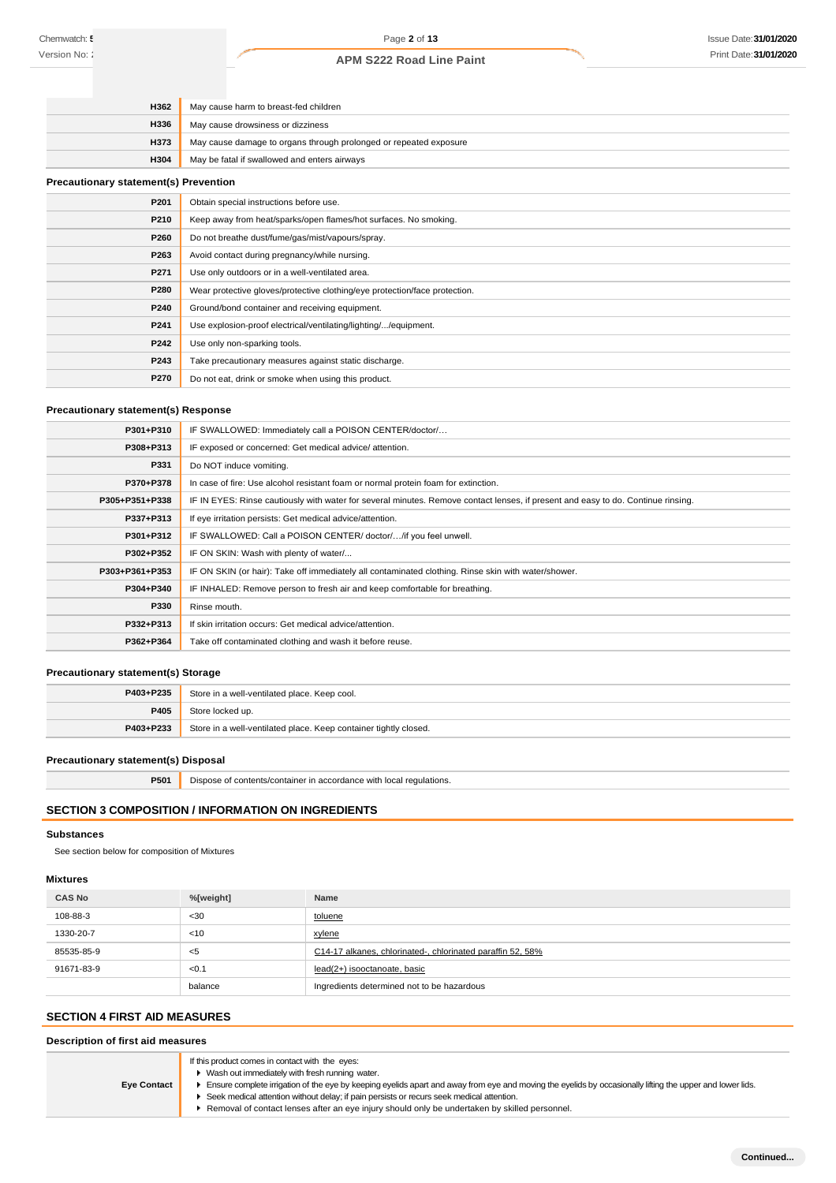| | |
|---|---|
| H362 | May cause harm to breast-fed children |
| H336 | May cause drowsiness or dizziness |
| H373 | May cause damage to organs through prolonged or repeated exposure |
| H304 | May be fatal if swallowed and enters airways |

### Precautionary statement(s) Prevention

| | |
|---|---|
| P201 | Obtain special instructions before use. |
| P210 | Keep away from heat/sparks/open flames/hot surfaces. No smoking. |
| P260 | Do not breathe dust/fume/gas/mist/vapours/spray. |
| P263 | Avoid contact during pregnancy/while nursing. |
| P271 | Use only outdoors or in a well-ventilated area. |
| P280 | Wear protective gloves/protective clothing/eye protection/face protection. |
| P240 | Ground/bond container and receiving equipment. |
| P241 | Use explosion-proof electrical/ventilating/lighting/.../equipment. |
| P242 | Use only non-sparking tools. |
| P243 | Take precautionary measures against static discharge. |
| P270 | Do not eat, drink or smoke when using this product. |

### Precautionary statement(s) Response

| | |
|---|---|
| P301+P310 | IF SWALLOWED: Immediately call a POISON CENTER/doctor/… |
| P308+P313 | IF exposed or concerned: Get medical advice/ attention. |
| P331 | Do NOT induce vomiting. |
| P370+P378 | In case of fire: Use alcohol resistant foam or normal protein foam for extinction. |
| P305+P351+P338 | IF IN EYES: Rinse cautiously with water for several minutes. Remove contact lenses, if present and easy to do. Continue rinsing. |
| P337+P313 | If eye irritation persists: Get medical advice/attention. |
| P301+P312 | IF SWALLOWED: Call a POISON CENTER/ doctor/…/if you feel unwell. |
| P302+P352 | IF ON SKIN: Wash with plenty of water/... |
| P303+P361+P353 | IF ON SKIN (or hair): Take off immediately all contaminated clothing. Rinse skin with water/shower. |
| P304+P340 | IF INHALED: Remove person to fresh air and keep comfortable for breathing. |
| P330 | Rinse mouth. |
| P332+P313 | If skin irritation occurs: Get medical advice/attention. |
| P362+P364 | Take off contaminated clothing and wash it before reuse. |

### Precautionary statement(s) Storage

| | |
|---|---|
| P403+P235 | Store in a well-ventilated place. Keep cool. |
| P405 | Store locked up. |
| P403+P233 | Store in a well-ventilated place. Keep container tightly closed. |

### Precautionary statement(s) Disposal

| | |
|---|---|
| P501 | Dispose of contents/container in accordance with local regulations. |

## SECTION 3 COMPOSITION / INFORMATION ON INGREDIENTS

### Substances

See section below for composition of Mixtures

### Mixtures

| CAS No | %[weight] | Name |
|---|---|---|
| 108-88-3 | <30 | toluene |
| 1330-20-7 | <10 | xylene |
| 85535-85-9 | <5 | C14-17 alkanes, chlorinated-, chlorinated paraffin 52, 58% |
| 91671-83-9 | <0.1 | lead(2+) isooctanoate, basic |
| | balance | Ingredients determined not to be hazardous |

## SECTION 4 FIRST AID MEASURES

### Description of first aid measures

| | |
|---|---|
| Eye Contact | If this product comes in contact with the eyes:<br>▸ Wash out immediately with fresh running water.<br>▸ Ensure complete irrigation of the eye by keeping eyelids apart and away from eye and moving the eyelids by occasionally lifting the upper and lower lids.<br>▸ Seek medical attention without delay; if pain persists or recurs seek medical attention.<br>▸ Removal of contact lenses after an eye injury should only be undertaken by skilled personnel. |

Continued...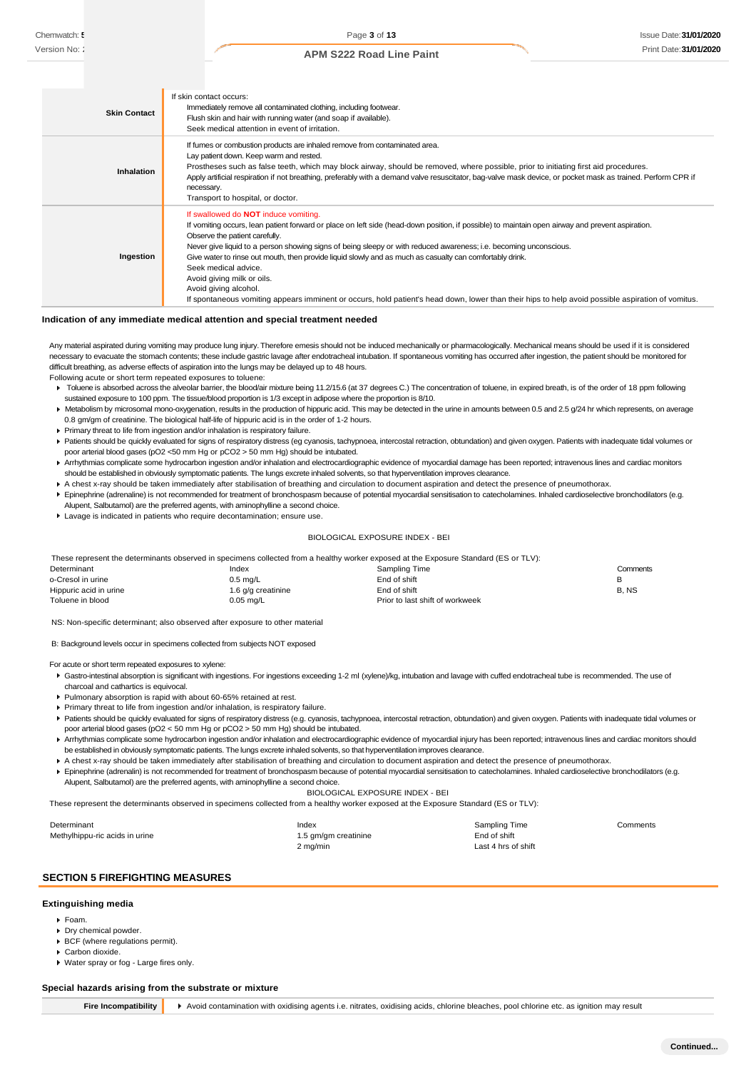| | |
|---|---|
| **Skin Contact** | If skin contact occurs:<br>Immediately remove all contaminated clothing, including footwear.<br>Flush skin and hair with running water (and soap if available).<br>Seek medical attention in event of irritation. |
| **Inhalation** | If fumes or combustion products are inhaled remove from contaminated area.<br>Lay patient down. Keep warm and rested.<br>Prostheses such as false teeth, which may block airway, should be removed, where possible, prior to initiating first aid procedures.<br>Apply artificial respiration if not breathing, preferably with a demand valve resuscitator, bag-valve mask device, or pocket mask as trained. Perform CPR if necessary.<br>Transport to hospital, or doctor. |
| **Ingestion** | If swallowed do **NOT** induce vomiting.<br>If vomiting occurs, lean patient forward or place on left side (head-down position, if possible) to maintain open airway and prevent aspiration.<br>Observe the patient carefully.<br>Never give liquid to a person showing signs of being sleepy or with reduced awareness; i.e. becoming unconscious.<br>Give water to rinse out mouth, then provide liquid slowly and as much as casualty can comfortably drink.<br>Seek medical advice.<br>Avoid giving milk or oils.<br>Avoid giving alcohol.<br>If spontaneous vomiting appears imminent or occurs, hold patient's head down, lower than their hips to help avoid possible aspiration of vomitus. |

### Indication of any immediate medical attention and special treatment needed

Any material aspirated during vomiting may produce lung injury. Therefore emesis should not be induced mechanically or pharmacologically. Mechanical means should be used if it is considered necessary to evacuate the stomach contents; these include gastric lavage after endotracheal intubation. If spontaneous vomiting has occurred after ingestion, the patient should be monitored for difficult breathing, as adverse effects of aspiration into the lungs may be delayed up to 48 hours.

Following acute or short term repeated exposures to toluene:

- Toluene is absorbed across the alveolar barrier, the blood/air mixture being 11.2/15.6 (at 37 degrees C.) The concentration of toluene, in expired breath, is of the order of 18 ppm following sustained exposure to 100 ppm. The tissue/blood proportion is 1/3 except in adipose where the proportion is 8/10.
- Metabolism by microsomal mono-oxygenation, results in the production of hippuric acid. This may be detected in the urine in amounts between 0.5 and 2.5 g/24 hr which represents, on average 0.8 gm/gm of creatinine. The biological half-life of hippuric acid is in the order of 1-2 hours.
- Primary threat to life from ingestion and/or inhalation is respiratory failure.
- Patients should be quickly evaluated for signs of respiratory distress (eg cyanosis, tachypnoea, intercostal retraction, obtundation) and given oxygen. Patients with inadequate tidal volumes or poor arterial blood gases (pO2 <50 mm Hg or pCO2 > 50 mm Hg) should be intubated.
- Arrhythmias complicate some hydrocarbon ingestion and/or inhalation and electrocardiographic evidence of myocardial damage has been reported; intravenous lines and cardiac monitors should be established in obviously symptomatic patients. The lungs excrete inhaled solvents, so that hyperventilation improves clearance.
- A chest x-ray should be taken immediately after stabilisation of breathing and circulation to document aspiration and detect the presence of pneumothorax.
- Epinephrine (adrenaline) is not recommended for treatment of bronchospasm because of potential myocardial sensitisation to catecholamines. Inhaled cardioselective bronchodilators (e.g. Alupent, Salbutamol) are the preferred agents, with aminophylline a second choice.
- Lavage is indicated in patients who require decontamination; ensure use.

BIOLOGICAL EXPOSURE INDEX - BEI

These represent the determinants observed in specimens collected from a healthy worker exposed at the Exposure Standard (ES or TLV):

| Determinant | Index | Sampling Time | Comments |
|---|---|---|---|
| o-Cresol in urine | 0.5 mg/L | End of shift | B |
| Hippuric acid in urine | 1.6 g/g creatinine | End of shift | B, NS |
| Toluene in blood | 0.05 mg/L | Prior to last shift of workweek | |

NS: Non-specific determinant; also observed after exposure to other material

B: Background levels occur in specimens collected from subjects NOT exposed

For acute or short term repeated exposures to xylene:

- Gastro-intestinal absorption is significant with ingestions. For ingestions exceeding 1-2 ml (xylene)/kg, intubation and lavage with cuffed endotracheal tube is recommended. The use of charcoal and cathartics is equivocal.
- Pulmonary absorption is rapid with about 60-65% retained at rest.
- Primary threat to life from ingestion and/or inhalation, is respiratory failure.
- Patients should be quickly evaluated for signs of respiratory distress (e.g. cyanosis, tachypnoea, intercostal retraction, obtundation) and given oxygen. Patients with inadequate tidal volumes or poor arterial blood gases (pO2 < 50 mm Hg or pCO2 > 50 mm Hg) should be intubated.
- Arrhythmias complicate some hydrocarbon ingestion and/or inhalation and electrocardiographic evidence of myocardial injury has been reported; intravenous lines and cardiac monitors should be established in obviously symptomatic patients. The lungs excrete inhaled solvents, so that hyperventilation improves clearance.
- A chest x-ray should be taken immediately after stabilisation of breathing and circulation to document aspiration and detect the presence of pneumothorax.
- Epinephrine (adrenalin) is not recommended for treatment of bronchospasm because of potential myocardial sensitisation to catecholamines. Inhaled cardioselective bronchodilators (e.g. Alupent, Salbutamol) are the preferred agents, with aminophylline a second choice.

BIOLOGICAL EXPOSURE INDEX - BEI

These represent the determinants observed in specimens collected from a healthy worker exposed at the Exposure Standard (ES or TLV):

| Determinant | Index | Sampling Time | Comments |
|---|---|---|---|
| Methylhippu-ric acids in urine | 1.5 gm/gm creatinine | End of shift | |
| | 2 mg/min | Last 4 hrs of shift | |

## SECTION 5 FIREFIGHTING MEASURES

### Extinguishing media

- Foam.
- Dry chemical powder.
- BCF (where regulations permit).
- Carbon dioxide.
- Water spray or fog - Large fires only.

### Special hazards arising from the substrate or mixture

| | |
|---|---|
| **Fire Incompatibility** | Avoid contamination with oxidising agents i.e. nitrates, oxidising acids, chlorine bleaches, pool chlorine etc. as ignition may result |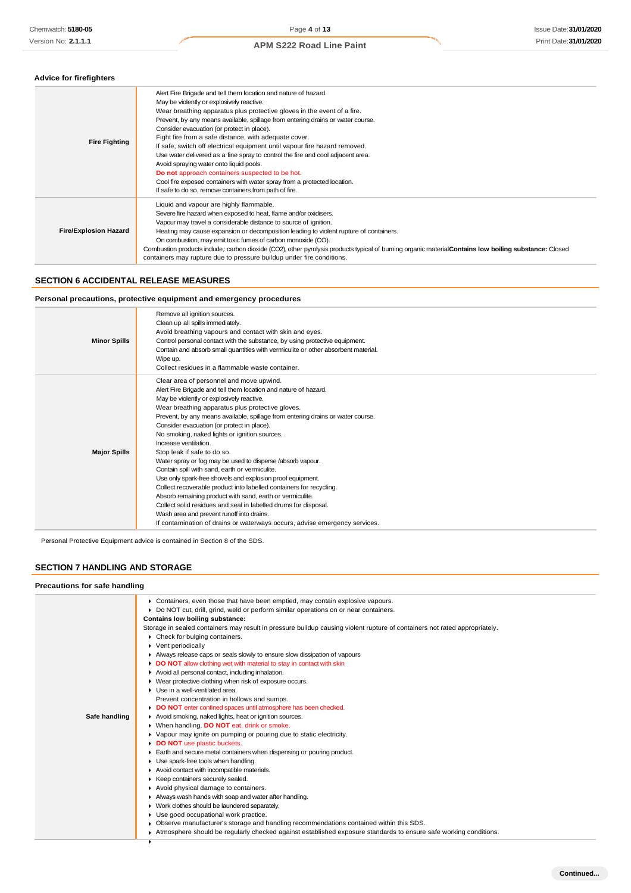### Advice for firefighters

| | |
|---|---|
| **Fire Fighting** | Alert Fire Brigade and tell them location and nature of hazard.<br>May be violently or explosively reactive.<br>Wear breathing apparatus plus protective gloves in the event of a fire.<br>Prevent, by any means available, spillage from entering drains or water course.<br>Consider evacuation (or protect in place).<br>Fight fire from a safe distance, with adequate cover.<br>If safe, switch off electrical equipment until vapour fire hazard removed.<br>Use water delivered as a fine spray to control the fire and cool adjacent area.<br>Avoid spraying water onto liquid pools.<br>**Do not** approach containers suspected to be hot.<br>Cool fire exposed containers with water spray from a protected location.<br>If safe to do so, remove containers from path of fire. |
| **Fire/Explosion Hazard** | Liquid and vapour are highly flammable.<br>Severe fire hazard when exposed to heat, flame and/or oxidisers.<br>Vapour may travel a considerable distance to source of ignition.<br>Heating may cause expansion or decomposition leading to violent rupture of containers.<br>On combustion, may emit toxic fumes of carbon monoxide (CO).<br>Combustion products include,: carbon dioxide (CO2), other pyrolysis products typical of burning organic material**Contains low boiling substance:** Closed containers may rupture due to pressure buildup under fire conditions. |

## SECTION 6 ACCIDENTAL RELEASE MEASURES

### Personal precautions, protective equipment and emergency procedures

| | |
|---|---|
| **Minor Spills** | Remove all ignition sources.<br>Clean up all spills immediately.<br>Avoid breathing vapours and contact with skin and eyes.<br>Control personal contact with the substance, by using protective equipment.<br>Contain and absorb small quantities with vermiculite or other absorbent material.<br>Wipe up.<br>Collect residues in a flammable waste container. |
| **Major Spills** | Clear area of personnel and move upwind.<br>Alert Fire Brigade and tell them location and nature of hazard.<br>May be violently or explosively reactive.<br>Wear breathing apparatus plus protective gloves.<br>Prevent, by any means available, spillage from entering drains or water course.<br>Consider evacuation (or protect in place).<br>No smoking, naked lights or ignition sources.<br>Increase ventilation.<br>Stop leak if safe to do so.<br>Water spray or fog may be used to disperse /absorb vapour.<br>Contain spill with sand, earth or vermiculite.<br>Use only spark-free shovels and explosion proof equipment.<br>Collect recoverable product into labelled containers for recycling.<br>Absorb remaining product with sand, earth or vermiculite.<br>Collect solid residues and seal in labelled drums for disposal.<br>Wash area and prevent runoff into drains.<br>If contamination of drains or waterways occurs, advise emergency services. |

Personal Protective Equipment advice is contained in Section 8 of the SDS.

## SECTION 7 HANDLING AND STORAGE

### Precautions for safe handling

| | |
|---|---|
| **Safe handling** | ▸ Containers, even those that have been emptied, may contain explosive vapours.<br>▸ Do NOT cut, drill, grind, weld or perform similar operations on or near containers.<br>**Contains low boiling substance:**<br>Storage in sealed containers may result in pressure buildup causing violent rupture of containers not rated appropriately.<br>▸ Check for bulging containers.<br>▸ Vent periodically<br>▸ Always release caps or seals slowly to ensure slow dissipation of vapours<br>▸ **DO NOT** allow clothing wet with material to stay in contact with skin<br>▸ Avoid all personal contact, including inhalation.<br>▸ Wear protective clothing when risk of exposure occurs.<br>▸ Use in a well-ventilated area.<br>Prevent concentration in hollows and sumps.<br>▸ **DO NOT** enter confined spaces until atmosphere has been checked.<br>▸ Avoid smoking, naked lights, heat or ignition sources.<br>▸ When handling, **DO NOT** eat, drink or smoke.<br>▸ Vapour may ignite on pumping or pouring due to static electricity.<br>▸ **DO NOT** use plastic buckets.<br>▸ Earth and secure metal containers when dispensing or pouring product.<br>▸ Use spark-free tools when handling.<br>▸ Avoid contact with incompatible materials.<br>▸ Keep containers securely sealed.<br>▸ Avoid physical damage to containers.<br>▸ Always wash hands with soap and water after handling.<br>▸ Work clothes should be laundered separately.<br>▸ Use good occupational work practice.<br>▸ Observe manufacturer's storage and handling recommendations contained within this SDS.<br>▸ Atmosphere should be regularly checked against established exposure standards to ensure safe working conditions. |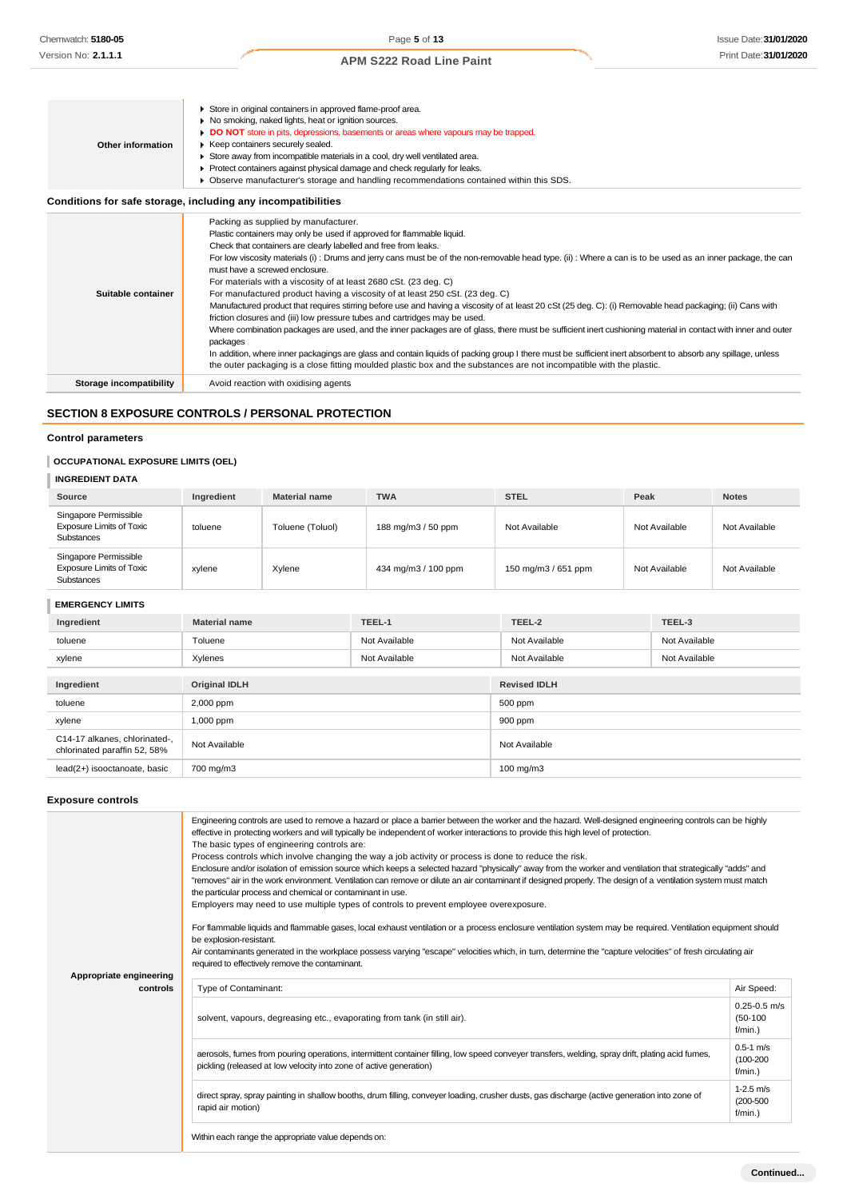| | |
|---|---|
| **Other information** | ▸ Store in original containers in approved flame-proof area.<br>▸ No smoking, naked lights, heat or ignition sources.<br>▸ **DO NOT** store in pits, depressions, basements or areas where vapours may be trapped.<br>▸ Keep containers securely sealed.<br>▸ Store away from incompatible materials in a cool, dry well ventilated area.<br>▸ Protect containers against physical damage and check regularly for leaks.<br>▸ Observe manufacturer's storage and handling recommendations contained within this SDS. |

### Conditions for safe storage, including any incompatibilities

| | |
|---|---|
| **Suitable container** | Packing as supplied by manufacturer.<br>Plastic containers may only be used if approved for flammable liquid.<br>Check that containers are clearly labelled and free from leaks.<br>For low viscosity materials (i) : Drums and jerry cans must be of the non-removable head type. (ii) : Where a can is to be used as an inner package, the can must have a screwed enclosure.<br>For materials with a viscosity of at least 2680 cSt. (23 deg. C)<br>For manufactured product having a viscosity of at least 250 cSt. (23 deg. C)<br>Manufactured product that requires stirring before use and having a viscosity of at least 20 cSt (25 deg. C): (i) Removable head packaging; (ii) Cans with friction closures and (iii) low pressure tubes and cartridges may be used.<br>Where combination packages are used, and the inner packages are of glass, there must be sufficient inert cushioning material in contact with inner and outer packages<br>In addition, where inner packagings are glass and contain liquids of packing group I there must be sufficient inert absorbent to absorb any spillage, unless the outer packaging is a close fitting moulded plastic box and the substances are not incompatible with the plastic. |
| **Storage incompatibility** | Avoid reaction with oxidising agents |

## SECTION 8 EXPOSURE CONTROLS / PERSONAL PROTECTION

### Control parameters

#### OCCUPATIONAL EXPOSURE LIMITS (OEL)

#### INGREDIENT DATA

| Source | Ingredient | Material name | TWA | STEL | Peak | Notes |
|---|---|---|---|---|---|---|
| Singapore Permissible Exposure Limits of Toxic Substances | toluene | Toluene (Toluol) | 188 mg/m3 / 50 ppm | Not Available | Not Available | Not Available |
| Singapore Permissible Exposure Limits of Toxic Substances | xylene | Xylene | 434 mg/m3 / 100 ppm | 150 mg/m3 / 651 ppm | Not Available | Not Available |

#### EMERGENCY LIMITS

| Ingredient | Material name | TEEL-1 | TEEL-2 | TEEL-3 |
|---|---|---|---|---|
| toluene | Toluene | Not Available | Not Available | Not Available |
| xylene | Xylenes | Not Available | Not Available | Not Available |

| Ingredient | Original IDLH | Revised IDLH |
|---|---|---|
| toluene | 2,000 ppm | 500 ppm |
| xylene | 1,000 ppm | 900 ppm |
| C14-17 alkanes, chlorinated-, chlorinated paraffin 52, 58% | Not Available | Not Available |
| lead(2+) isooctanoate, basic | 700 mg/m3 | 100 mg/m3 |

### Exposure controls

**Appropriate engineering controls**

Engineering controls are used to remove a hazard or place a barrier between the worker and the hazard. Well-designed engineering controls can be highly effective in protecting workers and will typically be independent of worker interactions to provide this high level of protection.
The basic types of engineering controls are:
Process controls which involve changing the way a job activity or process is done to reduce the risk.
Enclosure and/or isolation of emission source which keeps a selected hazard "physically" away from the worker and ventilation that strategically "adds" and "removes" air in the work environment. Ventilation can remove or dilute an air contaminant if designed properly. The design of a ventilation system must match the particular process and chemical or contaminant in use.
Employers may need to use multiple types of controls to prevent employee overexposure.

For flammable liquids and flammable gases, local exhaust ventilation or a process enclosure ventilation system may be required. Ventilation equipment should be explosion-resistant.
Air contaminants generated in the workplace possess varying "escape" velocities which, in turn, determine the "capture velocities" of fresh circulating air required to effectively remove the contaminant.

| Type of Contaminant: | Air Speed: |
|---|---|
| solvent, vapours, degreasing etc., evaporating from tank (in still air). | 0.25-0.5 m/s (50-100 f/min.) |
| aerosols, fumes from pouring operations, intermittent container filling, low speed conveyer transfers, welding, spray drift, plating acid fumes, pickling (released at low velocity into zone of active generation) | 0.5-1 m/s (100-200 f/min.) |
| direct spray, spray painting in shallow booths, drum filling, conveyer loading, crusher dusts, gas discharge (active generation into zone of rapid air motion) | 1-2.5 m/s (200-500 f/min.) |

Within each range the appropriate value depends on: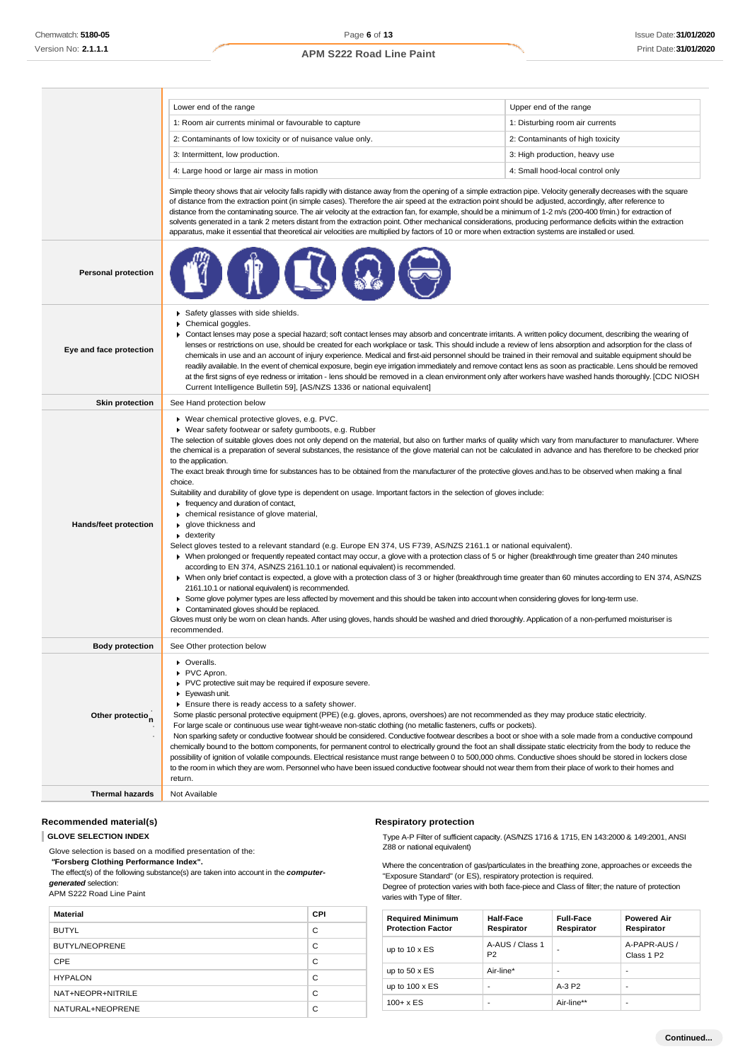| Lower end of the range | Upper end of the range |
|---|---|
| 1: Room air currents minimal or favourable to capture | 1: Disturbing room air currents |
| 2: Contaminants of low toxicity or of nuisance value only. | 2: Contaminants of high toxicity |
| 3: Intermittent, low production. | 3: High production, heavy use |
| 4: Large hood or large air mass in motion | 4: Small hood-local control only |

Simple theory shows that air velocity falls rapidly with distance away from the opening of a simple extraction pipe. Velocity generally decreases with the square of distance from the extraction point (in simple cases). Therefore the air speed at the extraction point should be adjusted, accordingly, after reference to distance from the contaminating source. The air velocity at the extraction fan, for example, should be a minimum of 1-2 m/s (200-400 f/min.) for extraction of solvents generated in a tank 2 meters distant from the extraction point. Other mechanical considerations, producing performance deficits within the extraction apparatus, make it essential that theoretical air velocities are multiplied by factors of 10 or more when extraction systems are installed or used.

**Personal protection**

**Eye and face protection**

- Safety glasses with side shields.
- Chemical goggles.
- Contact lenses may pose a special hazard; soft contact lenses may absorb and concentrate irritants. A written policy document, describing the wearing of lenses or restrictions on use, should be created for each workplace or task. This should include a review of lens absorption and adsorption for the class of chemicals in use and an account of injury experience. Medical and first-aid personnel should be trained in their removal and suitable equipment should be readily available. In the event of chemical exposure, begin eye irrigation immediately and remove contact lens as soon as practicable. Lens should be removed at the first signs of eye redness or irritation - lens should be removed in a clean environment only after workers have washed hands thoroughly. [CDC NIOSH Current Intelligence Bulletin 59], [AS/NZS 1336 or national equivalent]

**Skin protection**

See Hand protection below

**Hands/feet protection**

- Wear chemical protective gloves, e.g. PVC.
- Wear safety footwear or safety gumboots, e.g. Rubber

The selection of suitable gloves does not only depend on the material, but also on further marks of quality which vary from manufacturer to manufacturer. Where the chemical is a preparation of several substances, the resistance of the glove material can not be calculated in advance and has therefore to be checked prior to the application.

The exact break through time for substances has to be obtained from the manufacturer of the protective gloves and.has to be observed when making a final choice.

Suitability and durability of glove type is dependent on usage. Important factors in the selection of gloves include:

- frequency and duration of contact,
- chemical resistance of glove material,
- glove thickness and
- dexterity

Select gloves tested to a relevant standard (e.g. Europe EN 374, US F739, AS/NZS 2161.1 or national equivalent).

- When prolonged or frequently repeated contact may occur, a glove with a protection class of 5 or higher (breakthrough time greater than 240 minutes according to EN 374, AS/NZS 2161.10.1 or national equivalent) is recommended.
- When only brief contact is expected, a glove with a protection class of 3 or higher (breakthrough time greater than 60 minutes according to EN 374, AS/NZS 2161.10.1 or national equivalent) is recommended.
- Some glove polymer types are less affected by movement and this should be taken into account when considering gloves for long-term use.
- Contaminated gloves should be replaced.

Gloves must only be worn on clean hands. After using gloves, hands should be washed and dried thoroughly. Application of a non-perfumed moisturiser is recommended.

**Body protection**

See Other protection below

**Other protection**

- Overalls.
- PVC Apron.
- PVC protective suit may be required if exposure severe.
- Eyewash unit.
- Ensure there is ready access to a safety shower.

Some plastic personal protective equipment (PPE) (e.g. gloves, aprons, overshoes) are not recommended as they may produce static electricity.
For large scale or continuous use wear tight-weave non-static clothing (no metallic fasteners, cuffs or pockets).
Non sparking safety or conductive footwear should be considered. Conductive footwear describes a boot or shoe with a sole made from a conductive compound chemically bound to the bottom components, for permanent control to electrically ground the foot an shall dissipate static electricity from the body to reduce the possibility of ignition of volatile compounds. Electrical resistance must range between 0 to 500,000 ohms. Conductive shoes should be stored in lockers close to the room in which they are worn. Personnel who have been issued conductive footwear should not wear them from their place of work to their homes and return.

**Thermal hazards**

Not Available

### Recommended material(s)

**GLOVE SELECTION INDEX**

Glove selection is based on a modified presentation of the:
**"Forsberg Clothing Performance Index".**
The effect(s) of the following substance(s) are taken into account in the ***computer-generated*** selection:
APM S222 Road Line Paint

| Material | CPI |
|---|---|
| BUTYL | C |
| BUTYL/NEOPRENE | C |
| CPE | C |
| HYPALON | C |
| NAT+NEOPR+NITRILE | C |
| NATURAL+NEOPRENE | C |

### Respiratory protection

Type A-P Filter of sufficient capacity. (AS/NZS 1716 & 1715, EN 143:2000 & 149:2001, ANSI Z88 or national equivalent)

Where the concentration of gas/particulates in the breathing zone, approaches or exceeds the "Exposure Standard" (or ES), respiratory protection is required.
Degree of protection varies with both face-piece and Class of filter; the nature of protection varies with Type of filter.

| Required Minimum Protection Factor | Half-Face Respirator | Full-Face Respirator | Powered Air Respirator |
|---|---|---|---|
| up to 10 x ES | A-AUS / Class 1 P2 | - | A-PAPR-AUS / Class 1 P2 |
| up to 50 x ES | Air-line* | - | - |
| up to 100 x ES | - | A-3 P2 | - |
| 100+ x ES | - | Air-line** | - |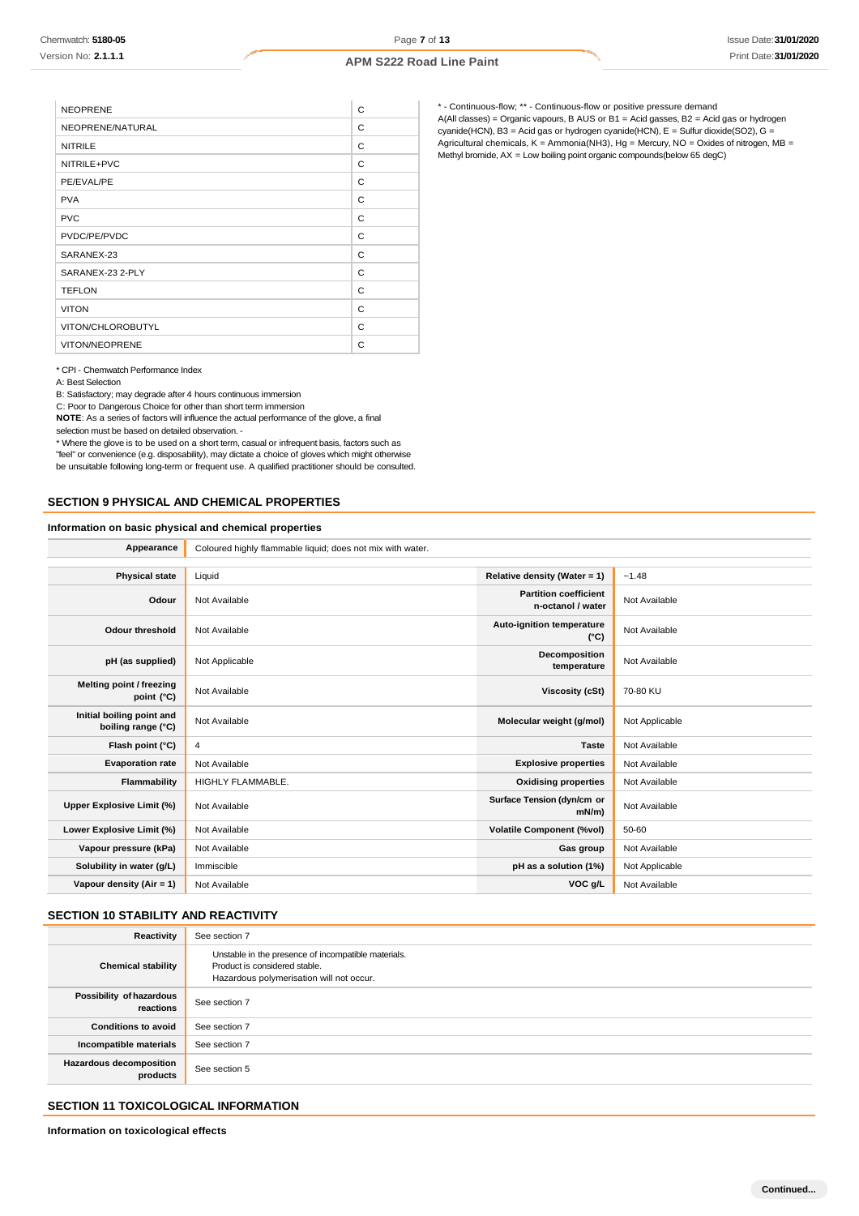| | |
|---|---|
| NEOPRENE | C |
| NEOPRENE/NATURAL | C |
| NITRILE | C |
| NITRILE+PVC | C |
| PE/EVAL/PE | C |
| PVA | C |
| PVC | C |
| PVDC/PE/PVDC | C |
| SARANEX-23 | C |
| SARANEX-23 2-PLY | C |
| TEFLON | C |
| VITON | C |
| VITON/CHLOROBUTYL | C |
| VITON/NEOPRENE | C |

* CPI - Chemwatch Performance Index
A: Best Selection
B: Satisfactory; may degrade after 4 hours continuous immersion
C: Poor to Dangerous Choice for other than short term immersion
**NOTE**: As a series of factors will influence the actual performance of the glove, a final selection must be based on detailed observation. -
* Where the glove is to be used on a short term, casual or infrequent basis, factors such as "feel" or convenience (e.g. disposability), may dictate a choice of gloves which might otherwise be unsuitable following long-term or frequent use. A qualified practitioner should be consulted.

* - Continuous-flow; ** - Continuous-flow or positive pressure demand
A(All classes) = Organic vapours, B AUS or B1 = Acid gasses, B2 = Acid gas or hydrogen cyanide(HCN), B3 = Acid gas or hydrogen cyanide(HCN), E = Sulfur dioxide($SO_2$), G = Agricultural chemicals, K = Ammonia($NH_3$), Hg = Mercury, NO = Oxides of nitrogen, MB = Methyl bromide, AX = Low boiling point organic compounds(below 65 degC)

## SECTION 9 PHYSICAL AND CHEMICAL PROPERTIES

### Information on basic physical and chemical properties

| | | | |
|---|---|---|---|
| **Appearance** | Coloured highly flammable liquid; does not mix with water. | | |
| **Physical state** | Liquid | **Relative density (Water = 1)** | ~1.48 |
| **Odour** | Not Available | **Partition coefficient n-octanol / water** | Not Available |
| **Odour threshold** | Not Available | **Auto-ignition temperature (°C)** | Not Available |
| **pH (as supplied)** | Not Applicable | **Decomposition temperature** | Not Available |
| **Melting point / freezing point (°C)** | Not Available | **Viscosity (cSt)** | 70-80 KU |
| **Initial boiling point and boiling range (°C)** | Not Available | **Molecular weight (g/mol)** | Not Applicable |
| **Flash point (°C)** | 4 | **Taste** | Not Available |
| **Evaporation rate** | Not Available | **Explosive properties** | Not Available |
| **Flammability** | HIGHLY FLAMMABLE. | **Oxidising properties** | Not Available |
| **Upper Explosive Limit (%)** | Not Available | **Surface Tension (dyn/cm or mN/m)** | Not Available |
| **Lower Explosive Limit (%)** | Not Available | **Volatile Component (%vol)** | 50-60 |
| **Vapour pressure (kPa)** | Not Available | **Gas group** | Not Available |
| **Solubility in water (g/L)** | Immiscible | **pH as a solution (1%)** | Not Applicable |
| **Vapour density (Air = 1)** | Not Available | **VOC g/L** | Not Available |

## SECTION 10 STABILITY AND REACTIVITY

| | |
|---|---|
| **Reactivity** | See section 7 |
| **Chemical stability** | Unstable in the presence of incompatible materials.<br>Product is considered stable.<br>Hazardous polymerisation will not occur. |
| **Possibility of hazardous reactions** | See section 7 |
| **Conditions to avoid** | See section 7 |
| **Incompatible materials** | See section 7 |
| **Hazardous decomposition products** | See section 5 |

## SECTION 11 TOXICOLOGICAL INFORMATION

### Information on toxicological effects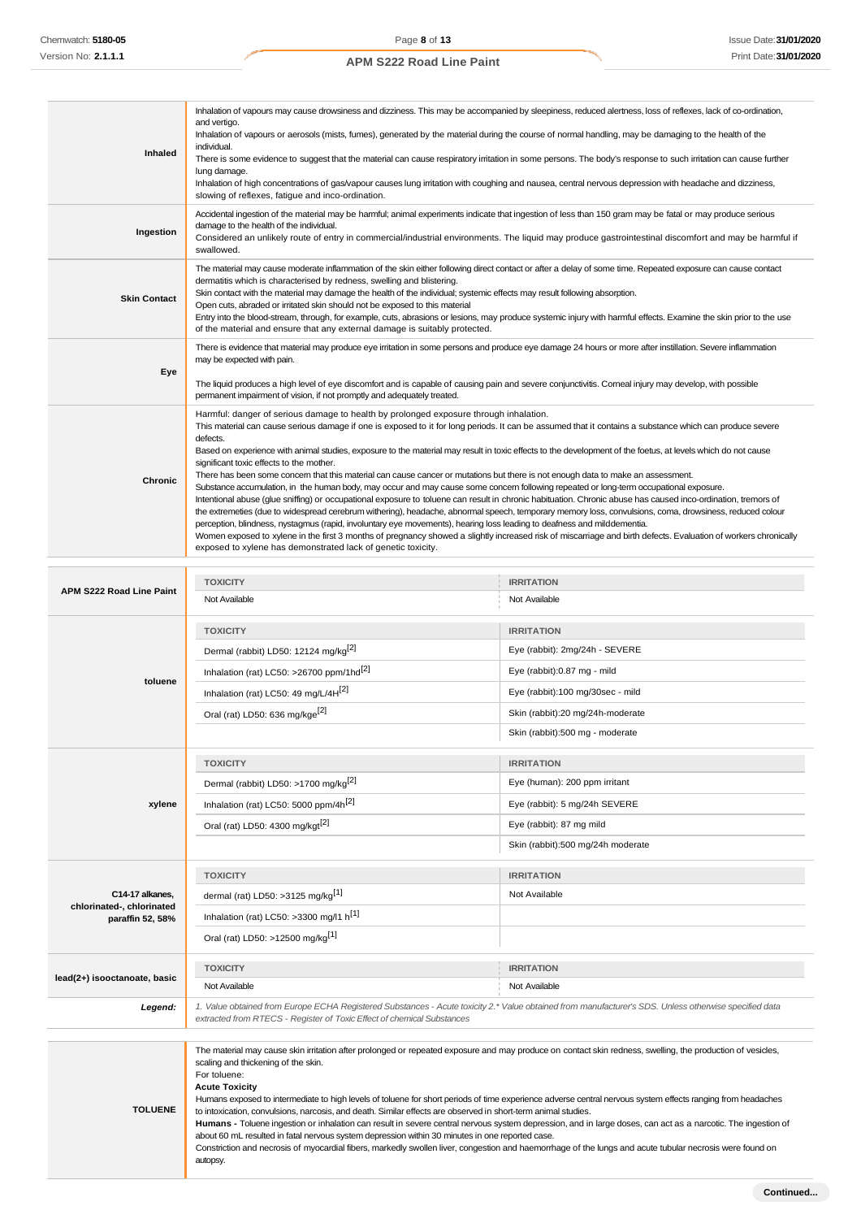| | |
|---|---|
| **Inhaled** | Inhalation of vapours may cause drowsiness and dizziness. This may be accompanied by sleepiness, reduced alertness, loss of reflexes, lack of co-ordination, and vertigo.<br>Inhalation of vapours or aerosols (mists, fumes), generated by the material during the course of normal handling, may be damaging to the health of the individual.<br>There is some evidence to suggest that the material can cause respiratory irritation in some persons. The body's response to such irritation can cause further lung damage.<br>Inhalation of high concentrations of gas/vapour causes lung irritation with coughing and nausea, central nervous depression with headache and dizziness, slowing of reflexes, fatigue and inco-ordination. |
| **Ingestion** | Accidental ingestion of the material may be harmful; animal experiments indicate that ingestion of less than 150 gram may be fatal or may produce serious damage to the health of the individual.<br>Considered an unlikely route of entry in commercial/industrial environments. The liquid may produce gastrointestinal discomfort and may be harmful if swallowed. |
| **Skin Contact** | The material may cause moderate inflammation of the skin either following direct contact or after a delay of some time. Repeated exposure can cause contact dermatitis which is characterised by redness, swelling and blistering.<br>Skin contact with the material may damage the health of the individual; systemic effects may result following absorption.<br>Open cuts, abraded or irritated skin should not be exposed to this material<br>Entry into the blood-stream, through, for example, cuts, abrasions or lesions, may produce systemic injury with harmful effects. Examine the skin prior to the use of the material and ensure that any external damage is suitably protected. |
| **Eye** | There is evidence that material may produce eye irritation in some persons and produce eye damage 24 hours or more after instillation. Severe inflammation may be expected with pain.<br><br>The liquid produces a high level of eye discomfort and is capable of causing pain and severe conjunctivitis. Corneal injury may develop, with possible permanent impairment of vision, if not promptly and adequately treated. |
| **Chronic** | Harmful: danger of serious damage to health by prolonged exposure through inhalation.<br>This material can cause serious damage if one is exposed to it for long periods. It can be assumed that it contains a substance which can produce severe defects.<br>Based on experience with animal studies, exposure to the material may result in toxic effects to the development of the foetus, at levels which do not cause significant toxic effects to the mother.<br>There has been some concern that this material can cause cancer or mutations but there is not enough data to make an assessment.<br>Substance accumulation, in the human body, may occur and may cause some concern following repeated or long-term occupational exposure.<br>Intentional abuse (glue sniffing) or occupational exposure to toluene can result in chronic habituation. Chronic abuse has caused inco-ordination, tremors of the extremeties (due to widespread cerebrum withering), headache, abnormal speech, temporary memory loss, convulsions, coma, drowsiness, reduced colour perception, blindness, nystagmus (rapid, involuntary eye movements), hearing loss leading to deafness and milddementia.<br>Women exposed to xylene in the first 3 months of pregnancy showed a slightly increased risk of miscarriage and birth defects. Evaluation of workers chronically exposed to xylene has demonstrated lack of genetic toxicity. |

| | TOXICITY | IRRITATION |
|---|---|---|
| **APM S222 Road Line Paint** | Not Available | Not Available |
| **toluene** | **TOXICITY** | **IRRITATION** |
| | Dermal (rabbit) LD50: 12124 mg/kg[2] | Eye (rabbit): 2mg/24h - SEVERE |
| | Inhalation (rat) LC50: >26700 ppm/1hd[2] | Eye (rabbit):0.87 mg - mild |
| | Inhalation (rat) LC50: 49 mg/L/4H[2] | Eye (rabbit):100 mg/30sec - mild |
| | Oral (rat) LD50: 636 mg/kge[2] | Skin (rabbit):20 mg/24h-moderate |
| | | Skin (rabbit):500 mg - moderate |
| **xylene** | **TOXICITY** | **IRRITATION** |
| | Dermal (rabbit) LD50: >1700 mg/kg[2] | Eye (human): 200 ppm irritant |
| | Inhalation (rat) LC50: 5000 ppm/4h[2] | Eye (rabbit): 5 mg/24h SEVERE |
| | Oral (rat) LD50: 4300 mg/kgt[2] | Eye (rabbit): 87 mg mild |
| | | Skin (rabbit):500 mg/24h moderate |
| **C14-17 alkanes, chlorinated-, chlorinated paraffin 52, 58%** | **TOXICITY** | **IRRITATION** |
| | dermal (rat) LD50: >3125 mg/kg[1] | Not Available |
| | Inhalation (rat) LC50: >3300 mg/l1 h[1] | |
| | Oral (rat) LD50: >12500 mg/kg[1] | |
| **lead(2+) isooctanoate, basic** | **TOXICITY** | **IRRITATION** |
| | Not Available | Not Available |
| ***Legend:*** | *1. Value obtained from Europe ECHA Registered Substances - Acute toxicity 2.\* Value obtained from manufacturer's SDS. Unless otherwise specified data extracted from RTECS - Register of Toxic Effect of chemical Substances* | |

| | |
|---|---|
| **TOLUENE** | The material may cause skin irritation after prolonged or repeated exposure and may produce on contact skin redness, swelling, the production of vesicles, scaling and thickening of the skin.<br>For toluene:<br>**Acute Toxicity**<br>Humans exposed to intermediate to high levels of toluene for short periods of time experience adverse central nervous system effects ranging from headaches to intoxication, convulsions, narcosis, and death. Similar effects are observed in short-term animal studies.<br>**Humans -** Toluene ingestion or inhalation can result in severe central nervous system depression, and in large doses, can act as a narcotic. The ingestion of about 60 mL resulted in fatal nervous system depression within 30 minutes in one reported case.<br>Constriction and necrosis of myocardial fibers, markedly swollen liver, congestion and haemorrhage of the lungs and acute tubular necrosis were found on autopsy. |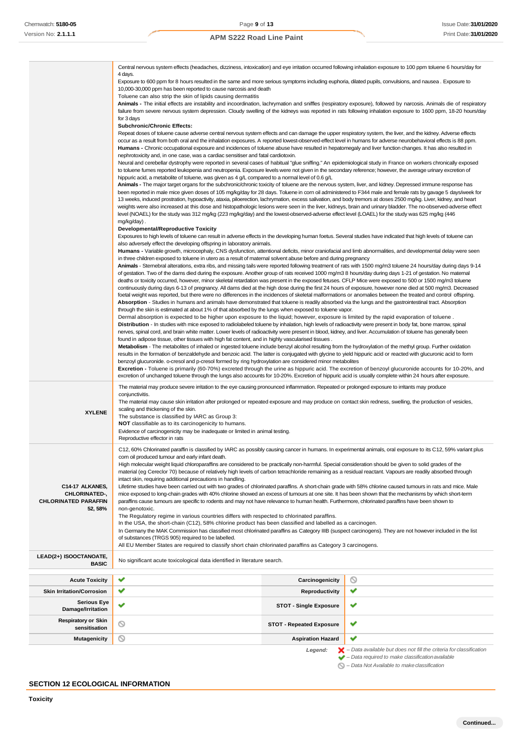| | |
|---|---|
| | Central nervous system effects (headaches, dizziness, intoxication) and eye irritation occurred following inhalation exposure to 100 ppm toluene 6 hours/day for 4 days.<br>Exposure to 600 ppm for 8 hours resulted in the same and more serious symptoms including euphoria, dilated pupils, convulsions, and nausea . Exposure to 10,000-30,000 ppm has been reported to cause narcosis and death<br>Toluene can also strip the skin of lipids causing dermatitis<br>**Animals -** The initial effects are instability and incoordination, lachrymation and sniffles (respiratory exposure), followed by narcosis. Animals die of respiratory failure from severe nervous system depression. Cloudy swelling of the kidneys was reported in rats following inhalation exposure to 1600 ppm, 18-20 hours/day for 3 days<br>**Subchronic/Chronic Effects:**<br>Repeat doses of toluene cause adverse central nervous system effects and can damage the upper respiratory system, the liver, and the kidney. Adverse effects occur as a result from both oral and the inhalation exposures. A reported lowest-observed-effect level in humans for adverse neurobehavioral effects is 88 ppm.<br>**Humans -** Chronic occupational exposure and incidences of toluene abuse have resulted in hepatomegaly and liver function changes. It has also resulted in nephrotoxicity and, in one case, was a cardiac sensitiser and fatal cardiotoxin.<br>Neural and cerebellar dystrophy were reported in several cases of habitual "glue sniffing." An epidemiological study in France on workers chronically exposed to toluene fumes reported leukopenia and neutropenia. Exposure levels were not given in the secondary reference; however, the average urinary excretion of hippuric acid, a metabolite of toluene, was given as 4 g/L compared to a normal level of 0.6 g/L<br>**Animals -** The major target organs for the subchronic/chronic toxicity of toluene are the nervous system, liver, and kidney. Depressed immune response has been reported in male mice given doses of 105 mg/kg/day for 28 days. Toluene in corn oil administered to F344 male and female rats by gavage 5 days/week for 13 weeks, induced prostration, hypoactivity, ataxia, piloerection, lachrymation, excess salivation, and body tremors at doses 2500 mg/kg. Liver, kidney, and heart weights were also increased at this dose and histopathologic lesions were seen in the liver, kidneys, brain and urinary bladder. The no-observed-adverse effect level (NOAEL) for the study was 312 mg/kg (223 mg/kg/day) and the lowest-observed-adverse effect level (LOAEL) for the study was 625 mg/kg (446 mg/kg/day) .<br>**Developmental/Reproductive Toxicity**<br>Exposures to high levels of toluene can result in adverse effects in the developing human foetus. Several studies have indicated that high levels of toluene can also adversely effect the developing offspring in laboratory animals.<br>**Humans -** Variable growth, microcephaly, CNS dysfunction, attentional deficits, minor craniofacial and limb abnormalities, and developmental delay were seen in three children exposed to toluene in utero as a result of maternal solvent abuse before and during pregnancy<br>**Animals** - Sternebral alterations, extra ribs, and missing tails were reported following treatment of rats with 1500 mg/m3 toluene 24 hours/day during days 9-14 of gestation. Two of the dams died during the exposure. Another group of rats received 1000 mg/m3 8 hours/day during days 1-21 of gestation. No maternal deaths or toxicity occurred, however, minor skeletal retardation was present in the exposed fetuses. CFLP Mice were exposed to 500 or 1500 mg/m3 toluene continuously during days 6-13 of pregnancy. All dams died at the high dose during the first 24 hours of exposure, however none died at 500 mg/m3. Decreased foetal weight was reported, but there were no differences in the incidences of skeletal malformations or anomalies between the treated and control offspring.<br>**Absorption** - Studies in humans and animals have demonstrated that toluene is readily absorbed via the lungs and the gastrointestinal tract. Absorption through the skin is estimated at about 1% of that absorbed by the lungs when exposed to toluene vapor.<br>Dermal absorption is expected to be higher upon exposure to the liquid; however, exposure is limited by the rapid evaporation of toluene .<br>**Distribution** - In studies with mice exposed to radiolabeled toluene by inhalation, high levels of radioactivity were present in body fat, bone marrow, spinal nerves, spinal cord, and brain white matter. Lower levels of radioactivity were present in blood, kidney, and liver. Accumulation of toluene has generally been found in adipose tissue, other tissues with high fat content, and in highly vascularised tissues .<br>**Metabolism** - The metabolites of inhaled or ingested toluene include benzyl alcohol resulting from the hydroxylation of the methyl group. Further oxidation results in the formation of benzaldehyde and benzoic acid. The latter is conjugated with glycine to yield hippuric acid or reacted with glucuronic acid to form benzoyl glucuronide. o-cresol and p-cresol formed by ring hydroxylation are considered minor metabolites<br>**Excretion -** Toluene is primarily (60-70%) excreted through the urine as hippuric acid. The excretion of benzoyl glucuronide accounts for 10-20%, and excretion of unchanged toluene through the lungs also accounts for 10-20%. Excretion of hippuric acid is usually complete within 24 hours after exposure. |
| **XYLENE** | The material may produce severe irritation to the eye causing pronounced inflammation. Repeated or prolonged exposure to irritants may produce conjunctivitis.<br>The material may cause skin irritation after prolonged or repeated exposure and may produce on contact skin redness, swelling, the production of vesicles, scaling and thickening of the skin.<br>The substance is classified by IARC as Group 3:<br>**NOT** classifiable as to its carcinogenicity to humans.<br>Evidence of carcinogenicity may be inadequate or limited in animal testing.<br>Reproductive effector in rats |
| **C14-17 ALKANES, CHLORINATED-, CHLORINATED PARAFFIN 52, 58%** | C12, 60% Chlorinated paraffin is classified by IARC as possibly causing cancer in humans. In experimental animals, oral exposure to its C12, 59% variant plus corn oil produced tumour and early infant death.<br>High molecular weight liquid chloroparaffins are considered to be practically non-harmful. Special consideration should be given to solid grades of the material (eg Cereclor 70) because of relatively high levels of carbon tetrachloride remaining as a residual reactant. Vapours are readily absorbed through intact skin, requiring additional precautions in handling.<br>Lifetime studies have been carried out with two grades of chlorinated paraffins. A short-chain grade with 58% chlorine caused tumours in rats and mice. Male mice exposed to long-chain grades with 40% chlorine showed an excess of tumours at one site. It has been shown that the mechanisms by which short-term paraffins cause tumours are specific to rodents and may not have relevance to human health. Furthermore, chlorinated paraffins have been shown to non-genotoxic.<br>The Regulatory regime in various countries differs with respected to chlorinated paraffins.<br>In the USA, the short-chain (C12), 58% chlorine product has been classified and labelled as a carcinogen.<br>In Germany the MAK Commission has classified most chlorinated paraffins as Category IIIB (suspect carcinogens). They are not however included in the list of substances (TRGS 905) required to be labelled.<br>All EU Member States are required to classify short chain chlorinated paraffins as Category 3 carcinogens. |
| **LEAD(2+) ISOOCTANOATE, BASIC** | No significant acute toxicological data identified in literature search. |

| | | | |
|---|---|---|---|
| **Acute Toxicity** | ✔ | **Carcinogenicity** | ⊘ |
| **Skin Irritation/Corrosion** | ✔ | **Reproductivity** | ✔ |
| **Serious Eye Damage/Irritation** | ✔ | **STOT - Single Exposure** | ✔ |
| **Respiratory or Skin sensitisation** | ⊘ | **STOT - Repeated Exposure** | ✔ |
| **Mutagenicity** | ⊘ | **Aspiration Hazard** | ✔ |

*Legend:*
✖ *– Data available but does not fill the criteria for classification*
✔ *– Data required to make classification available*
⊘ *– Data Not Available to make classification*

## SECTION 12 ECOLOGICAL INFORMATION

**Toxicity**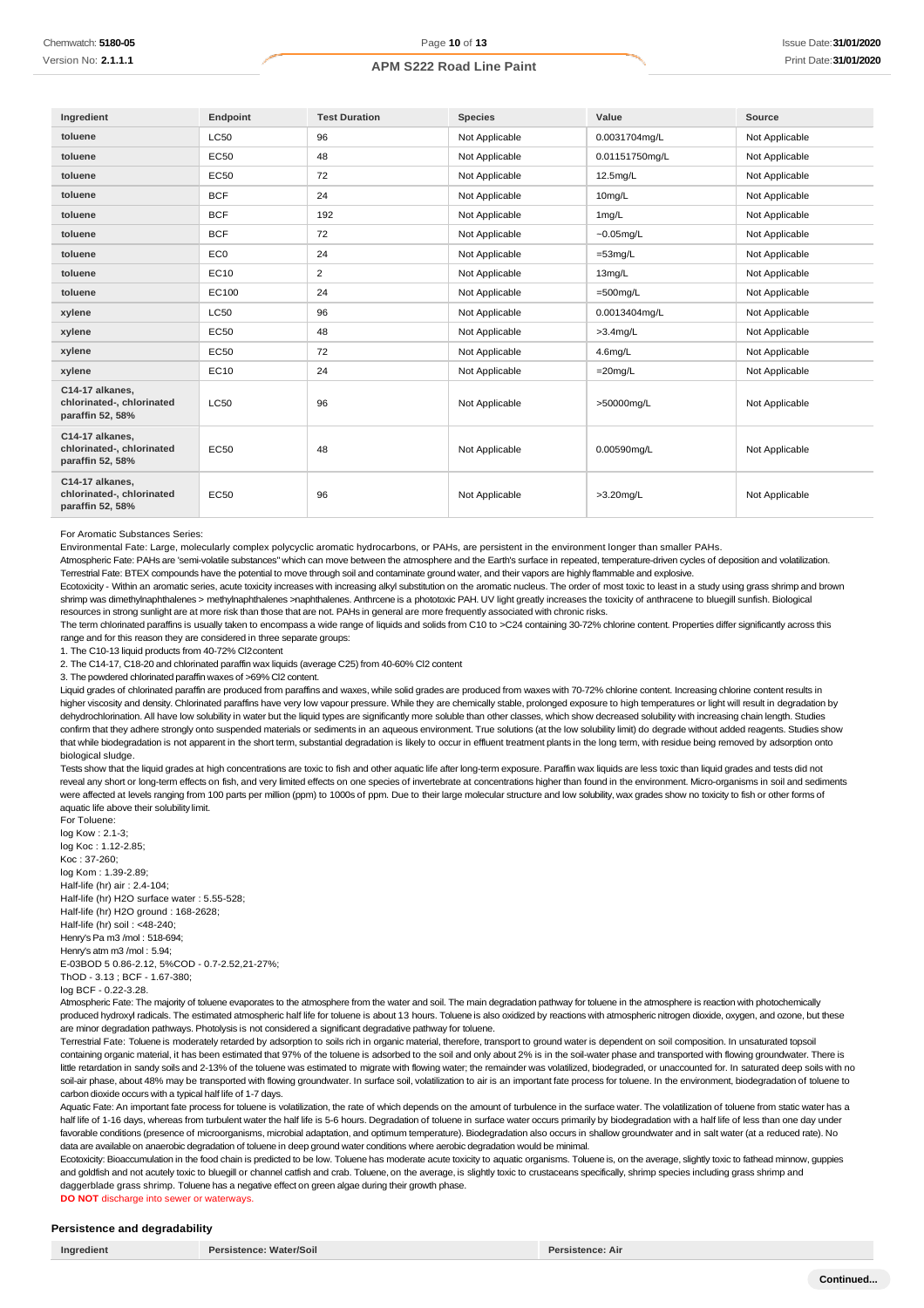| Ingredient | Endpoint | Test Duration | Species | Value | Source |
|---|---|---|---|---|---|
| toluene | LC50 | 96 | Not Applicable | 0.0031704mg/L | Not Applicable |
| toluene | EC50 | 48 | Not Applicable | 0.01151750mg/L | Not Applicable |
| toluene | EC50 | 72 | Not Applicable | 12.5mg/L | Not Applicable |
| toluene | BCF | 24 | Not Applicable | 10mg/L | Not Applicable |
| toluene | BCF | 192 | Not Applicable | 1mg/L | Not Applicable |
| toluene | BCF | 72 | Not Applicable | ~0.05mg/L | Not Applicable |
| toluene | EC0 | 24 | Not Applicable | =53mg/L | Not Applicable |
| toluene | EC10 | 2 | Not Applicable | 13mg/L | Not Applicable |
| toluene | EC100 | 24 | Not Applicable | =500mg/L | Not Applicable |
| xylene | LC50 | 96 | Not Applicable | 0.0013404mg/L | Not Applicable |
| xylene | EC50 | 48 | Not Applicable | >3.4mg/L | Not Applicable |
| xylene | EC50 | 72 | Not Applicable | 4.6mg/L | Not Applicable |
| xylene | EC10 | 24 | Not Applicable | =20mg/L | Not Applicable |
| C14-17 alkanes, chlorinated-, chlorinated paraffin 52, 58% | LC50 | 96 | Not Applicable | >50000mg/L | Not Applicable |
| C14-17 alkanes, chlorinated-, chlorinated paraffin 52, 58% | EC50 | 48 | Not Applicable | 0.00590mg/L | Not Applicable |
| C14-17 alkanes, chlorinated-, chlorinated paraffin 52, 58% | EC50 | 96 | Not Applicable | >3.20mg/L | Not Applicable |

For Aromatic Substances Series:

Environmental Fate: Large, molecularly complex polycyclic aromatic hydrocarbons, or PAHs, are persistent in the environment longer than smaller PAHs.

Atmospheric Fate: PAHs are 'semi-volatile substances" which can move between the atmosphere and the Earth's surface in repeated, temperature-driven cycles of deposition and volatilization.

Terrestrial Fate: BTEX compounds have the potential to move through soil and contaminate ground water, and their vapors are highly flammable and explosive.

Ecotoxicity - Within an aromatic series, acute toxicity increases with increasing alkyl substitution on the aromatic nucleus. The order of most toxic to least in a study using grass shrimp and brown shrimp was dimethylnaphthalenes > methylnaphthalenes >naphthalenes. Anthrcene is a phototoxic PAH. UV light greatly increases the toxicity of anthracene to bluegill sunfish. Biological resources in strong sunlight are at more risk than those that are not. PAHs in general are more frequently associated with chronic risks.

The term chlorinated paraffins is usually taken to encompass a wide range of liquids and solids from C10 to >C24 containing 30-72% chlorine content. Properties differ significantly across this range and for this reason they are considered in three separate groups:

1. The C10-13 liquid products from 40-72% Cl2 content
2. The C14-17, C18-20 and chlorinated paraffin wax liquids (average C25) from 40-60% Cl2 content
3. The powdered chlorinated paraffin waxes of >69% Cl2 content.

Liquid grades of chlorinated paraffin are produced from paraffins and waxes, while solid grades are produced from waxes with 70-72% chlorine content. Increasing chlorine content results in higher viscosity and density. Chlorinated paraffins have very low vapour pressure. While they are chemically stable, prolonged exposure to high temperatures or light will result in degradation by dehydrochlorination. All have low solubility in water but the liquid types are significantly more soluble than other classes, which show decreased solubility with increasing chain length. Studies confirm that they adhere strongly onto suspended materials or sediments in an aqueous environment. True solutions (at the low solubility limit) do degrade without added reagents. Studies show that while biodegradation is not apparent in the short term, substantial degradation is likely to occur in effluent treatment plants in the long term, with residue being removed by adsorption onto biological sludge.

Tests show that the liquid grades at high concentrations are toxic to fish and other aquatic life after long-term exposure. Paraffin wax liquids are less toxic than liquid grades and tests did not reveal any short or long-term effects on fish, and very limited effects on one species of invertebrate at concentrations higher than found in the environment. Micro-organisms in soil and sediments were affected at levels ranging from 100 parts per million (ppm) to 1000s of ppm. Due to their large molecular structure and low solubility, wax grades show no toxicity to fish or other forms of aquatic life above their solubility limit.

For Toluene:
log Kow : 2.1-3;
log Koc : 1.12-2.85;
Koc : 37-260;
log Kom : 1.39-2.89;
Half-life (hr) air : 2.4-104;
Half-life (hr) H2O surface water : 5.55-528;
Half-life (hr) H2O ground : 168-2628;
Half-life (hr) soil : <48-240;
Henry's Pa m3 /mol : 518-694;
Henry's atm m3 /mol : 5.94;
E-03BOD 5 0.86-2.12, 5%COD - 0.7-2.52,21-27%;
ThOD - 3.13 ; BCF - 1.67-380;
log BCF - 0.22-3.28.

Atmospheric Fate: The majority of toluene evaporates to the atmosphere from the water and soil. The main degradation pathway for toluene in the atmosphere is reaction with photochemically produced hydroxyl radicals. The estimated atmospheric half life for toluene is about 13 hours. Toluene is also oxidized by reactions with atmospheric nitrogen dioxide, oxygen, and ozone, but these are minor degradation pathways. Photolysis is not considered a significant degradative pathway for toluene.

Terrestrial Fate: Toluene is moderately retarded by adsorption to soils rich in organic material, therefore, transport to ground water is dependent on soil composition. In unsaturated topsoil containing organic material, it has been estimated that 97% of the toluene is adsorbed to the soil and only about 2% is in the soil-water phase and transported with flowing groundwater. There is little retardation in sandy soils and 2-13% of the toluene was estimated to migrate with flowing water; the remainder was volatilized, biodegraded, or unaccounted for. In saturated deep soils with no soil-air phase, about 48% may be transported with flowing groundwater. In surface soil, volatilization to air is an important fate process for toluene. In the environment, biodegradation of toluene to carbon dioxide occurs with a typical half life of 1-7 days.

Aquatic Fate: An important fate process for toluene is volatilization, the rate of which depends on the amount of turbulence in the surface water. The volatilization of toluene from static water has a half life of 1-16 days, whereas from turbulent water the half life is 5-6 hours. Degradation of toluene in surface water occurs primarily by biodegradation with a half life of less than one day under favorable conditions (presence of microorganisms, microbial adaptation, and optimum temperature). Biodegradation also occurs in shallow groundwater and in salt water (at a reduced rate). No data are available on anaerobic degradation of toluene in deep ground water conditions where aerobic degradation would be minimal.

Ecotoxicity: Bioaccumulation in the food chain is predicted to be low. Toluene has moderate acute toxicity to aquatic organisms. Toluene is, on the average, slightly toxic to fathead minnow, guppies and goldfish and not acutely toxic to bluegill or channel catfish and crab. Toluene, on the average, is slightly toxic to crustaceans specifically, shrimp species including grass shrimp and daggerblade grass shrimp. Toluene has a negative effect on green algae during their growth phase.

**DO NOT** discharge into sewer or waterways.

### Persistence and degradability

| Ingredient | Persistence: Water/Soil | Persistence: Air |
|---|---|---|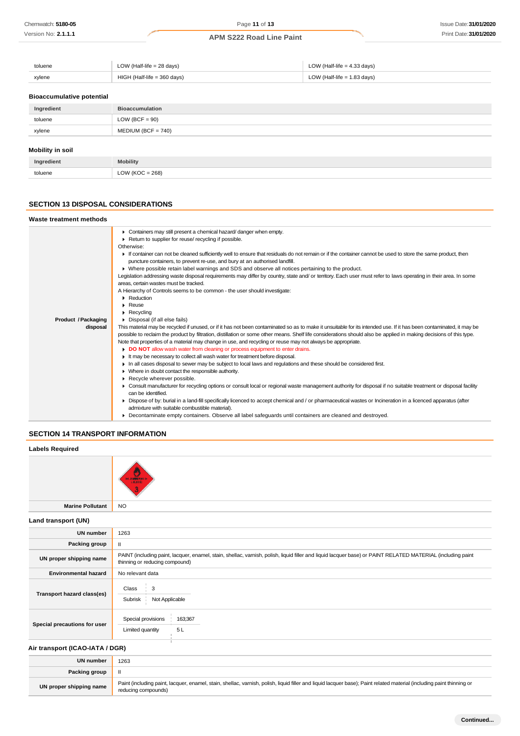| | | |
|---|---|---|
| toluene | LOW (Half-life = 28 days) | LOW (Half-life = 4.33 days) |
| xylene | HIGH (Half-life = 360 days) | LOW (Half-life = 1.83 days) |

### Bioaccumulative potential

| Ingredient | Bioaccumulation |
|---|---|
| toluene | LOW (BCF = 90) |
| xylene | MEDIUM (BCF = 740) |

### Mobility in soil

| Ingredient | Mobility |
|---|---|
| toluene | LOW (KOC = 268) |

## SECTION 13 DISPOSAL CONSIDERATIONS

### Waste treatment methods

**Product / Packaging disposal**

- Containers may still present a chemical hazard/ danger when empty.
- Return to supplier for reuse/ recycling if possible.

Otherwise:

- If container can not be cleaned sufficiently well to ensure that residuals do not remain or if the container cannot be used to store the same product, then puncture containers, to prevent re-use, and bury at an authorised landfill.
- Where possible retain label warnings and SDS and observe all notices pertaining to the product.

Legislation addressing waste disposal requirements may differ by country, state and/ or territory. Each user must refer to laws operating in their area. In some areas, certain wastes must be tracked.

A Hierarchy of Controls seems to be common - the user should investigate:

- Reduction
- Reuse
- Recycling
- Disposal (if all else fails)

This material may be recycled if unused, or if it has not been contaminated so as to make it unsuitable for its intended use. If it has been contaminated, it may be possible to reclaim the product by filtration, distillation or some other means. Shelf life considerations should also be applied in making decisions of this type. Note that properties of a material may change in use, and recycling or reuse may not always be appropriate.

- **DO NOT** allow wash water from cleaning or process equipment to enter drains.
- It may be necessary to collect all wash water for treatment before disposal.
- In all cases disposal to sewer may be subject to local laws and regulations and these should be considered first.
- Where in doubt contact the responsible authority.
- Recycle wherever possible.
- Consult manufacturer for recycling options or consult local or regional waste management authority for disposal if no suitable treatment or disposal facility can be identified.
- Dispose of by: burial in a land-fill specifically licenced to accept chemical and / or pharmaceutical wastes or Incineration in a licenced apparatus (after admixture with suitable combustible material).
- Decontaminate empty containers. Observe all label safeguards until containers are cleaned and destroyed.

## SECTION 14 TRANSPORT INFORMATION

### Labels Required

| | |
|---|---|
| | FLAMMABLE LIQUID 3 |
| **Marine Pollutant** | NO |

### Land transport (UN)

| | |
|---|---|
| **UN number** | 1263 |
| **Packing group** | II |
| **UN proper shipping name** | PAINT (including paint, lacquer, enamel, stain, shellac, varnish, polish, liquid filler and liquid lacquer base) or PAINT RELATED MATERIAL (including paint thinning or reducing compound) |
| **Environmental hazard** | No relevant data |
| **Transport hazard class(es)** | Class: 3; Subrisk: Not Applicable |
| **Special precautions for user** | Special provisions: 163;367; Limited quantity: 5 L |

### Air transport (ICAO-IATA / DGR)

| | |
|---|---|
| **UN number** | 1263 |
| **Packing group** | II |
| **UN proper shipping name** | Paint (including paint, lacquer, enamel, stain, shellac, varnish, polish, liquid filler and liquid lacquer base); Paint related material (including paint thinning or reducing compounds) |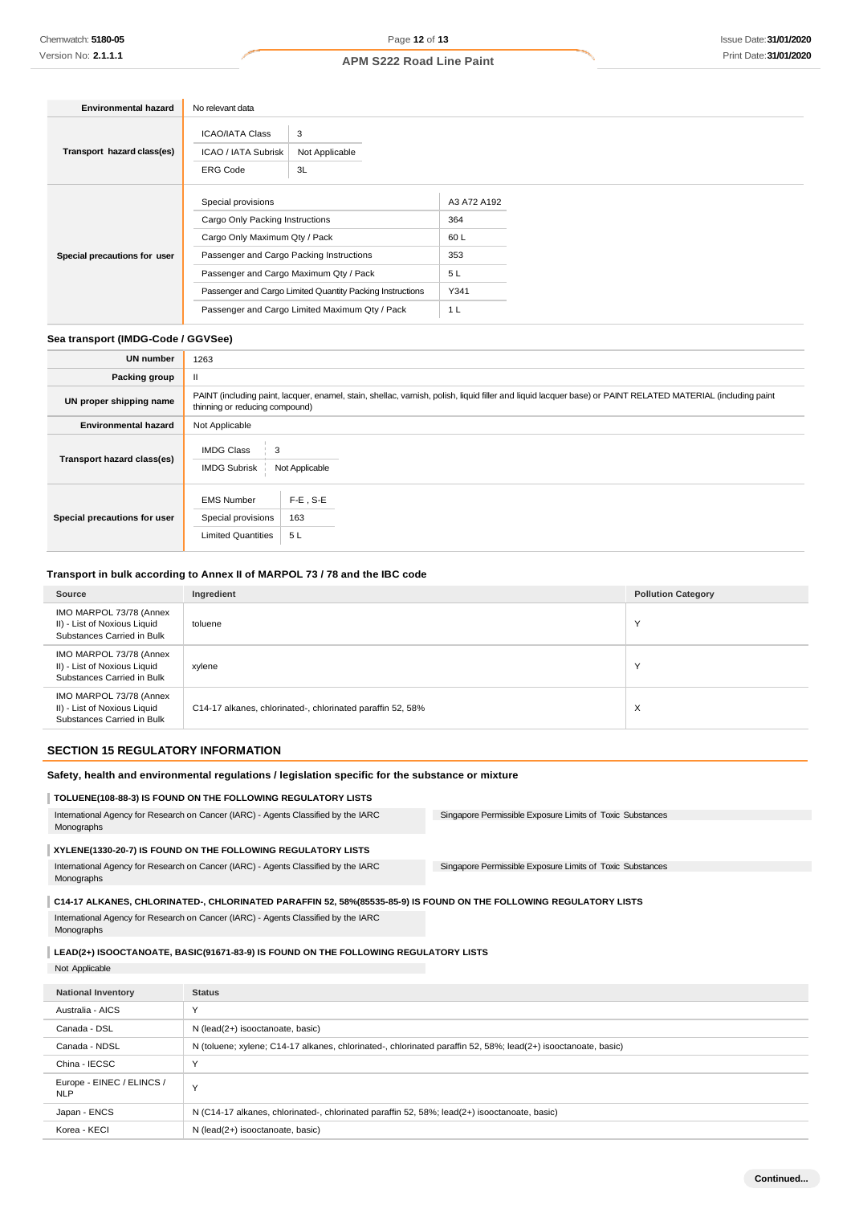| | |
|---|---|
| **Environmental hazard** | No relevant data |
| **Transport hazard class(es)** | ICAO/IATA Class: 3<br>ICAO / IATA Subrisk: Not Applicable<br>ERG Code: 3L |
| **Special precautions for user** | Special provisions: A3 A72 A192<br>Cargo Only Packing Instructions: 364<br>Cargo Only Maximum Qty / Pack: 60 L<br>Passenger and Cargo Packing Instructions: 353<br>Passenger and Cargo Maximum Qty / Pack: 5 L<br>Passenger and Cargo Limited Quantity Packing Instructions: Y341<br>Passenger and Cargo Limited Maximum Qty / Pack: 1 L |

### Sea transport (IMDG-Code / GGVSee)

| | |
|---|---|
| **UN number** | 1263 |
| **Packing group** | II |
| **UN proper shipping name** | PAINT (including paint, lacquer, enamel, stain, shellac, varnish, polish, liquid filler and liquid lacquer base) or PAINT RELATED MATERIAL (including paint thinning or reducing compound) |
| **Environmental hazard** | Not Applicable |
| **Transport hazard class(es)** | IMDG Class: 3<br>IMDG Subrisk: Not Applicable |
| **Special precautions for user** | EMS Number: F-E , S-E<br>Special provisions: 163<br>Limited Quantities: 5 L |

### Transport in bulk according to Annex II of MARPOL 73 / 78 and the IBC code

| Source | Ingredient | Pollution Category |
|---|---|---|
| IMO MARPOL 73/78 (Annex II) - List of Noxious Liquid Substances Carried in Bulk | toluene | Y |
| IMO MARPOL 73/78 (Annex II) - List of Noxious Liquid Substances Carried in Bulk | xylene | Y |
| IMO MARPOL 73/78 (Annex II) - List of Noxious Liquid Substances Carried in Bulk | C14-17 alkanes, chlorinated-, chlorinated paraffin 52, 58% | X |

## SECTION 15 REGULATORY INFORMATION

### Safety, health and environmental regulations / legislation specific for the substance or mixture

**TOLUENE(108-88-3) IS FOUND ON THE FOLLOWING REGULATORY LISTS**

- International Agency for Research on Cancer (IARC) - Agents Classified by the IARC Monographs
- Singapore Permissible Exposure Limits of Toxic Substances

**XYLENE(1330-20-7) IS FOUND ON THE FOLLOWING REGULATORY LISTS**

- International Agency for Research on Cancer (IARC) - Agents Classified by the IARC Monographs
- Singapore Permissible Exposure Limits of Toxic Substances

**C14-17 ALKANES, CHLORINATED-, CHLORINATED PARAFFIN 52, 58%(85535-85-9) IS FOUND ON THE FOLLOWING REGULATORY LISTS**

- International Agency for Research on Cancer (IARC) - Agents Classified by the IARC Monographs

**LEAD(2+) ISOOCTANOATE, BASIC(91671-83-9) IS FOUND ON THE FOLLOWING REGULATORY LISTS**

Not Applicable

| National Inventory | Status |
|---|---|
| Australia - AICS | Y |
| Canada - DSL | N (lead(2+) isooctanoate, basic) |
| Canada - NDSL | N (toluene; xylene; C14-17 alkanes, chlorinated-, chlorinated paraffin 52, 58%; lead(2+) isooctanoate, basic) |
| China - IECSC | Y |
| Europe - EINEC / ELINCS / NLP | Y |
| Japan - ENCS | N (C14-17 alkanes, chlorinated-, chlorinated paraffin 52, 58%; lead(2+) isooctanoate, basic) |
| Korea - KECI | N (lead(2+) isooctanoate, basic) |

Continued...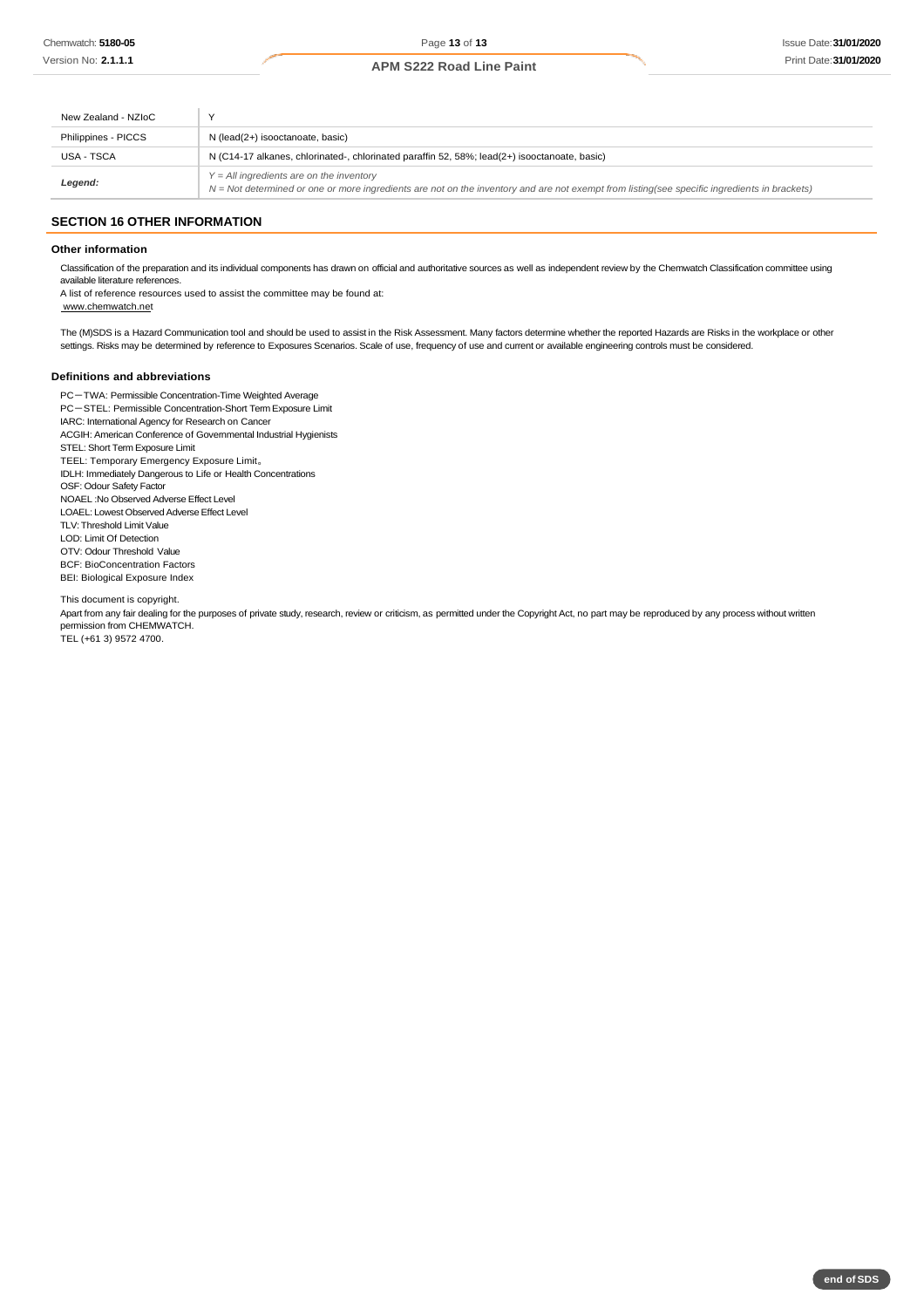| | |
|---|---|
| New Zealand - NZIoC | Y |
| Philippines - PICCS | N (lead(2+) isooctanoate, basic) |
| USA - TSCA | N (C14-17 alkanes, chlorinated-, chlorinated paraffin 52, 58%; lead(2+) isooctanoate, basic) |
| ***Legend:*** | *Y = All ingredients are on the inventory*<br>*N = Not determined or one or more ingredients are not on the inventory and are not exempt from listing(see specific ingredients in brackets)* |

## SECTION 16 OTHER INFORMATION

### Other information

Classification of the preparation and its individual components has drawn on official and authoritative sources as well as independent review by the Chemwatch Classification committee using available literature references.

A list of reference resources used to assist the committee may be found at:

www.chemwatch.net

The (M)SDS is a Hazard Communication tool and should be used to assist in the Risk Assessment. Many factors determine whether the reported Hazards are Risks in the workplace or other settings. Risks may be determined by reference to Exposures Scenarios. Scale of use, frequency of use and current or available engineering controls must be considered.

### Definitions and abbreviations

PC－TWA: Permissible Concentration-Time Weighted Average
PC－STEL: Permissible Concentration-Short Term Exposure Limit
IARC: International Agency for Research on Cancer
ACGIH: American Conference of Governmental Industrial Hygienists
STEL: Short Term Exposure Limit
TEEL: Temporary Emergency Exposure Limit。
IDLH: Immediately Dangerous to Life or Health Concentrations
OSF: Odour Safety Factor
NOAEL :No Observed Adverse Effect Level
LOAEL: Lowest Observed Adverse Effect Level
TLV: Threshold Limit Value
LOD: Limit Of Detection
OTV: Odour Threshold Value
BCF: BioConcentration Factors
BEI: Biological Exposure Index

This document is copyright.

Apart from any fair dealing for the purposes of private study, research, review or criticism, as permitted under the Copyright Act, no part may be reproduced by any process without written permission from CHEMWATCH.

TEL (+61 3) 9572 4700.

**end of SDS**